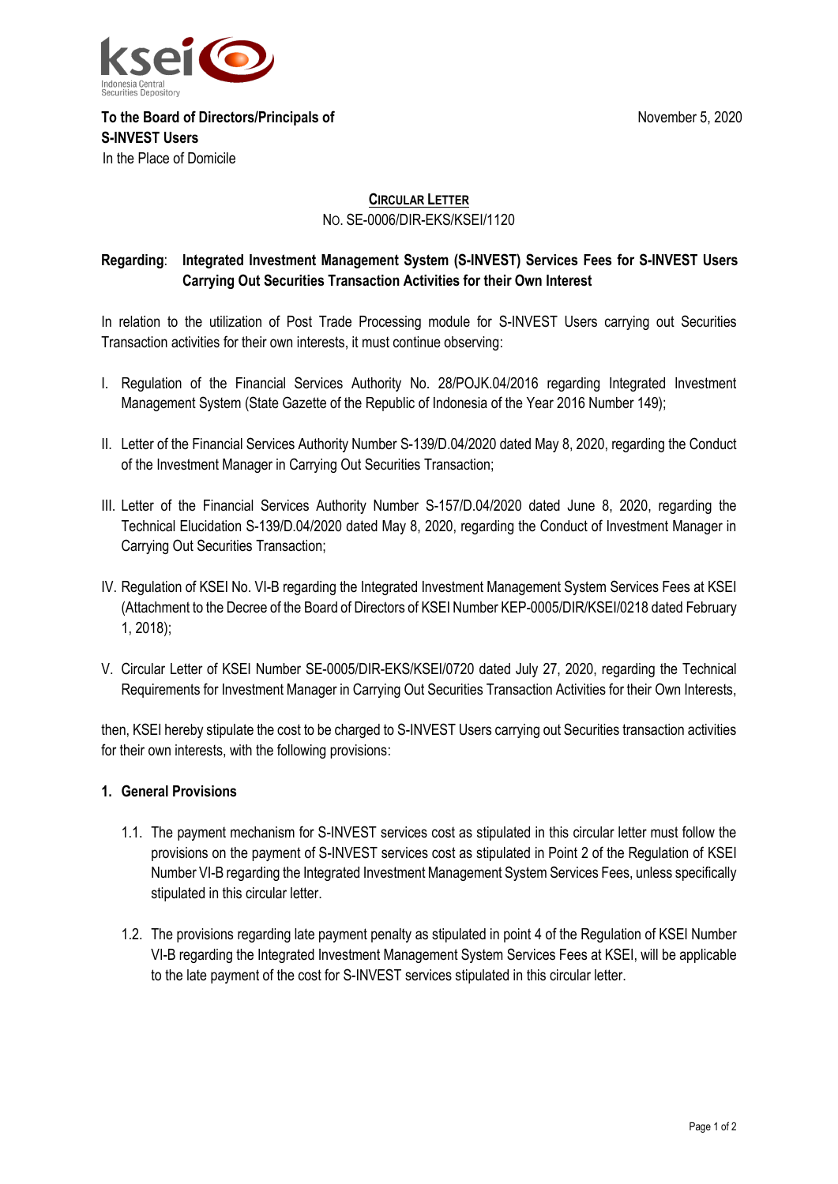ksei
Indonesia Central Securities Depository

**To the Board of Directors/Principals of**
**S-INVEST Users**
In the Place of Domicile

November 5, 2020

**CIRCULAR LETTER**
NO. SE-0006/DIR-EKS/KSEI/1120

**Regarding**: **Integrated Investment Management System (S-INVEST) Services Fees for S-INVEST Users Carrying Out Securities Transaction Activities for their Own Interest**

In relation to the utilization of Post Trade Processing module for S-INVEST Users carrying out Securities Transaction activities for their own interests, it must continue observing:

I. Regulation of the Financial Services Authority No. 28/POJK.04/2016 regarding Integrated Investment Management System (State Gazette of the Republic of Indonesia of the Year 2016 Number 149);

II. Letter of the Financial Services Authority Number S-139/D.04/2020 dated May 8, 2020, regarding the Conduct of the Investment Manager in Carrying Out Securities Transaction;

III. Letter of the Financial Services Authority Number S-157/D.04/2020 dated June 8, 2020, regarding the Technical Elucidation S-139/D.04/2020 dated May 8, 2020, regarding the Conduct of Investment Manager in Carrying Out Securities Transaction;

IV. Regulation of KSEI No. VI-B regarding the Integrated Investment Management System Services Fees at KSEI (Attachment to the Decree of the Board of Directors of KSEI Number KEP-0005/DIR/KSEI/0218 dated February 1, 2018);

V. Circular Letter of KSEI Number SE-0005/DIR-EKS/KSEI/0720 dated July 27, 2020, regarding the Technical Requirements for Investment Manager in Carrying Out Securities Transaction Activities for their Own Interests,

then, KSEI hereby stipulate the cost to be charged to S-INVEST Users carrying out Securities transaction activities for their own interests, with the following provisions:

**1. General Provisions**

1.1. The payment mechanism for S-INVEST services cost as stipulated in this circular letter must follow the provisions on the payment of S-INVEST services cost as stipulated in Point 2 of the Regulation of KSEI Number VI-B regarding the Integrated Investment Management System Services Fees, unless specifically stipulated in this circular letter.

1.2. The provisions regarding late payment penalty as stipulated in point 4 of the Regulation of KSEI Number VI-B regarding the Integrated Investment Management System Services Fees at KSEI, will be applicable to the late payment of the cost for S-INVEST services stipulated in this circular letter.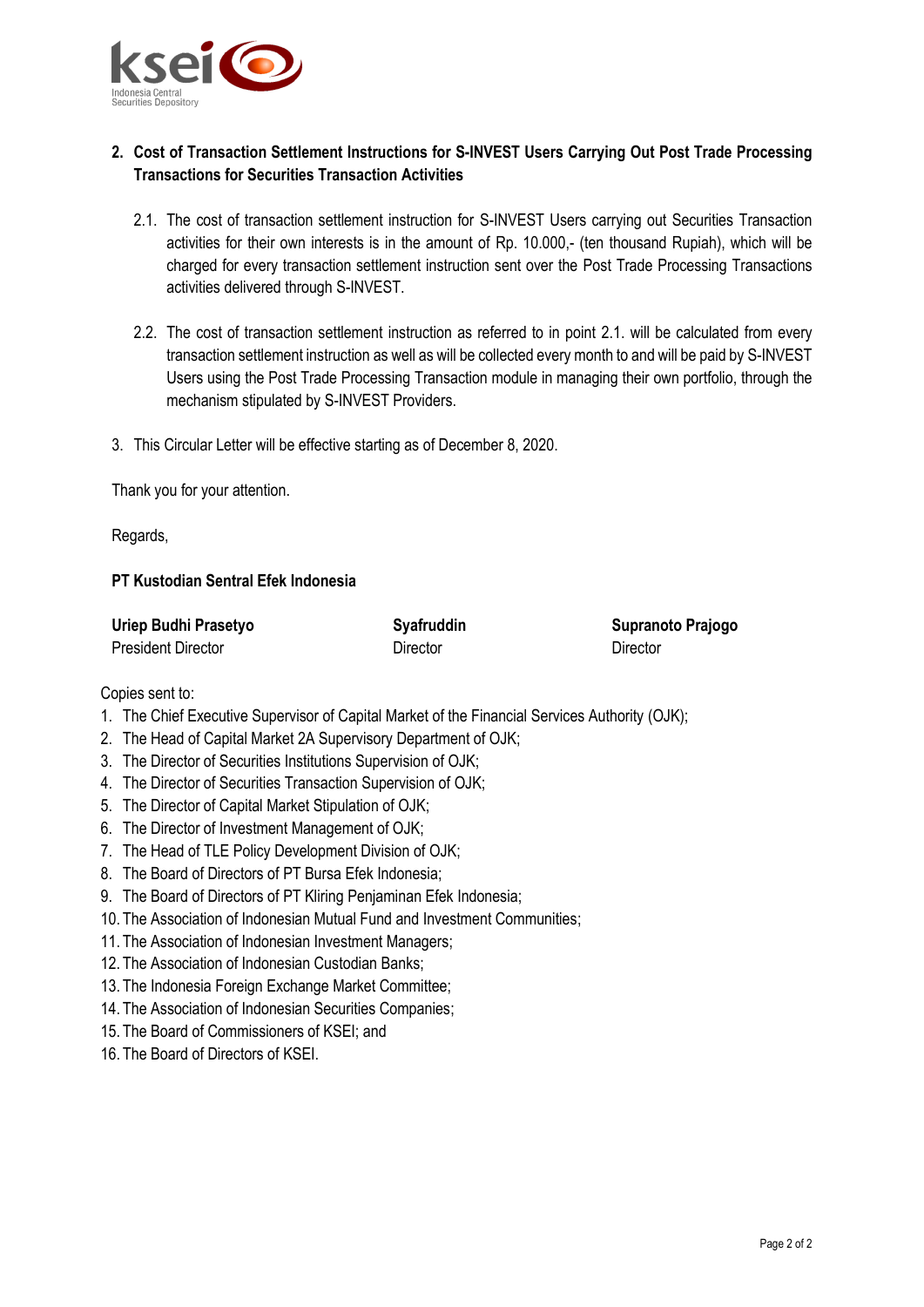2. **Cost of Transaction Settlement Instructions for S-INVEST Users Carrying Out Post Trade Processing Transactions for Securities Transaction Activities**

   2.1. The cost of transaction settlement instruction for S-INVEST Users carrying out Securities Transaction activities for their own interests is in the amount of Rp. 10.000,- (ten thousand Rupiah), which will be charged for every transaction settlement instruction sent over the Post Trade Processing Transactions activities delivered through S-INVEST.

   2.2. The cost of transaction settlement instruction as referred to in point 2.1. will be calculated from every transaction settlement instruction as well as will be collected every month to and will be paid by S-INVEST Users using the Post Trade Processing Transaction module in managing their own portfolio, through the mechanism stipulated by S-INVEST Providers.

3. This Circular Letter will be effective starting as of December 8, 2020.

Thank you for your attention.

Regards,

**PT Kustodian Sentral Efek Indonesia**

| | | |
|---|---|---|
| **Uriep Budhi Prasetyo** | **Syafruddin** | **Supranoto Prajogo** |
| President Director | Director | Director |

Copies sent to:

1. The Chief Executive Supervisor of Capital Market of the Financial Services Authority (OJK);
2. The Head of Capital Market 2A Supervisory Department of OJK;
3. The Director of Securities Institutions Supervision of OJK;
4. The Director of Securities Transaction Supervision of OJK;
5. The Director of Capital Market Stipulation of OJK;
6. The Director of Investment Management of OJK;
7. The Head of TLE Policy Development Division of OJK;
8. The Board of Directors of PT Bursa Efek Indonesia;
9. The Board of Directors of PT Kliring Penjaminan Efek Indonesia;
10. The Association of Indonesian Mutual Fund and Investment Communities;
11. The Association of Indonesian Investment Managers;
12. The Association of Indonesian Custodian Banks;
13. The Indonesia Foreign Exchange Market Committee;
14. The Association of Indonesian Securities Companies;
15. The Board of Commissioners of KSEI; and
16. The Board of Directors of KSEI.